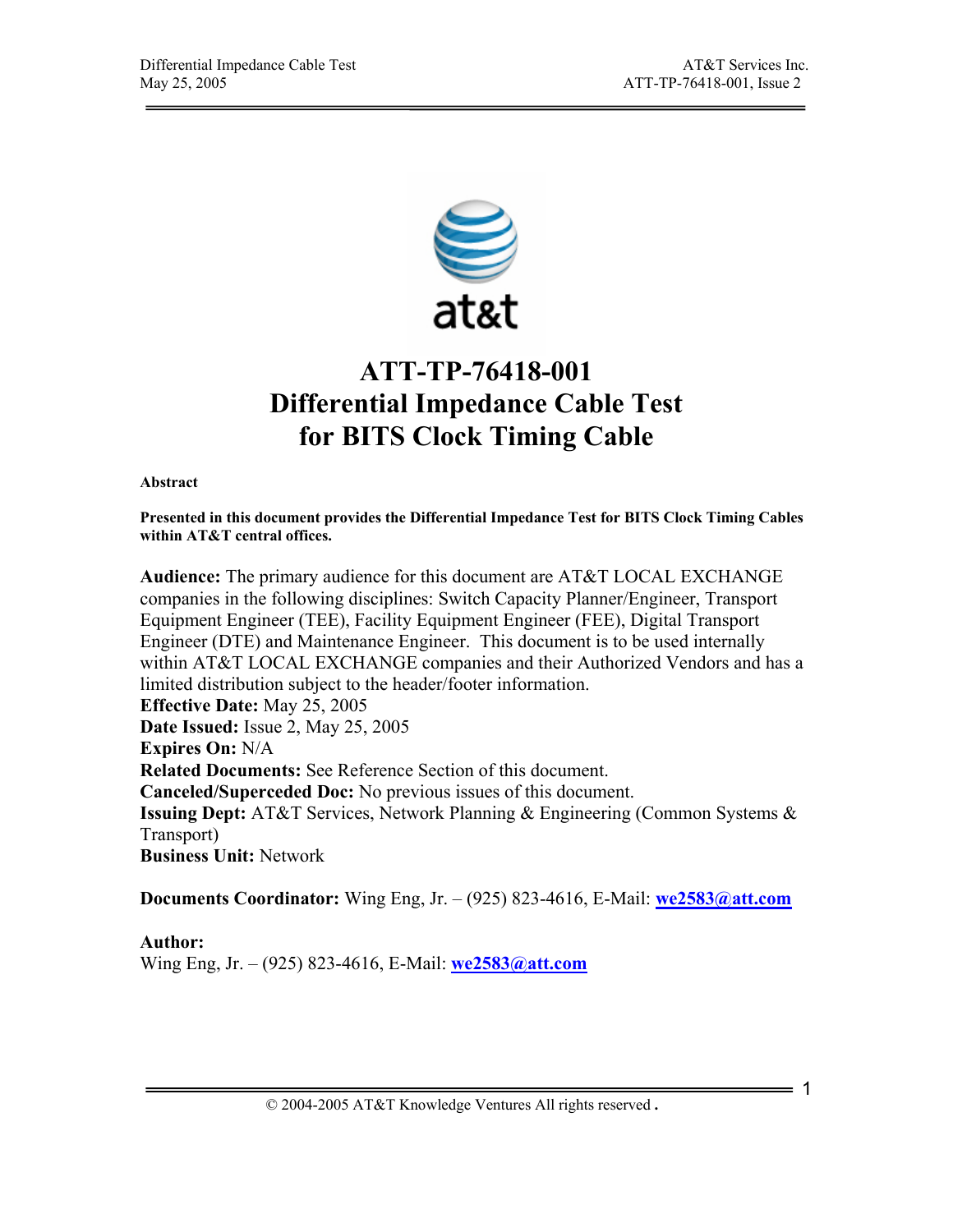# ATT-TP-76418-001
# Differential Impedance Cable Test for BITS Clock Timing Cable

**Abstract**

**Presented in this document provides the Differential Impedance Test for BITS Clock Timing Cables within AT&T central offices.**

**Audience:** The primary audience for this document are AT&T LOCAL EXCHANGE companies in the following disciplines: Switch Capacity Planner/Engineer, Transport Equipment Engineer (TEE), Facility Equipment Engineer (FEE), Digital Transport Engineer (DTE) and Maintenance Engineer. This document is to be used internally within AT&T LOCAL EXCHANGE companies and their Authorized Vendors and has a limited distribution subject to the header/footer information.
**Effective Date:** May 25, 2005
**Date Issued:** Issue 2, May 25, 2005
**Expires On:** N/A
**Related Documents:** See Reference Section of this document.
**Canceled/Superceded Doc:** No previous issues of this document.
**Issuing Dept:** AT&T Services, Network Planning & Engineering (Common Systems & Transport)
**Business Unit:** Network

**Documents Coordinator:** Wing Eng, Jr. – (925) 823-4616, E-Mail: **we2583@att.com**

**Author:**
Wing Eng, Jr. – (925) 823-4616, E-Mail: **we2583@att.com**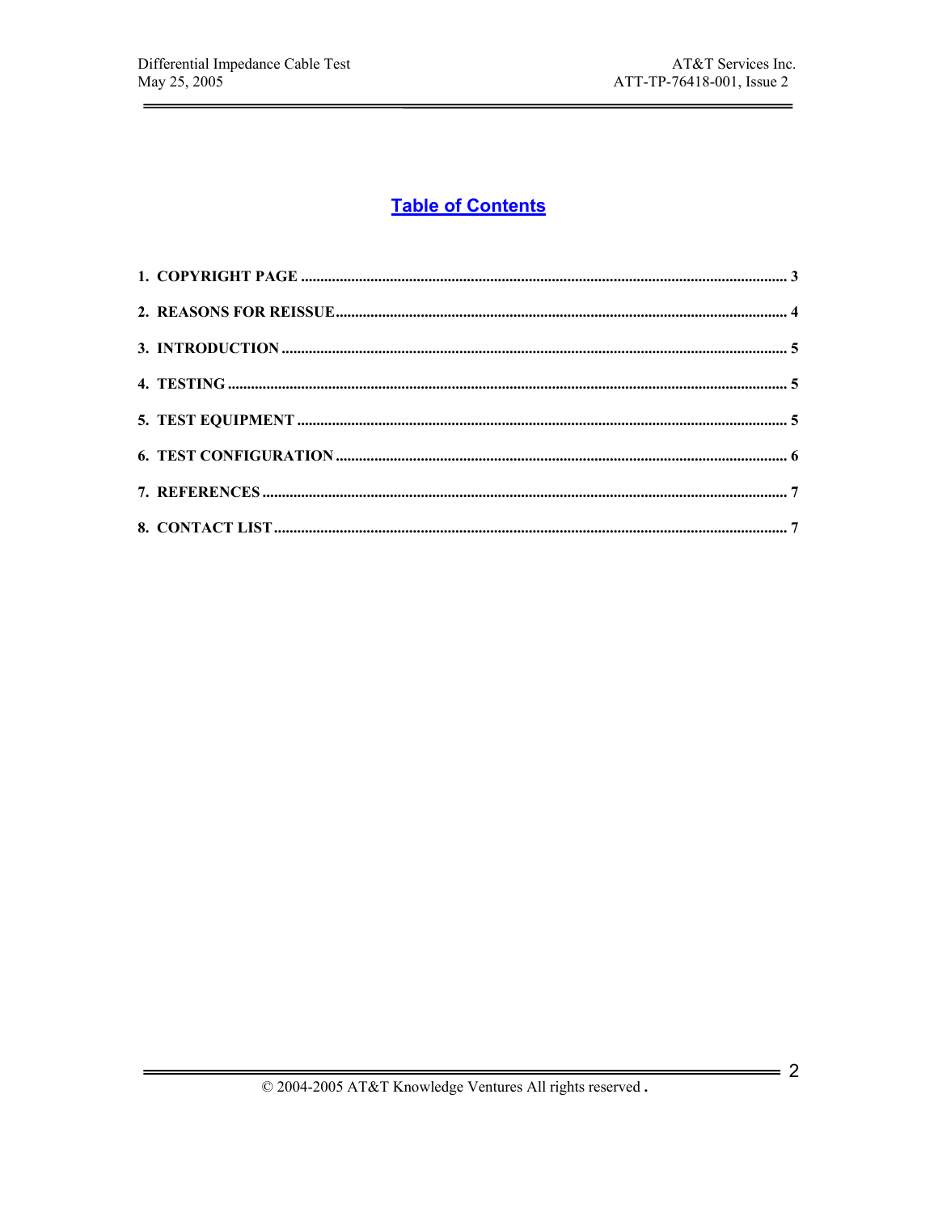# Table of Contents

1. COPYRIGHT PAGE .......... 3
2. REASONS FOR REISSUE .......... 4
3. INTRODUCTION .......... 5
4. TESTING .......... 5
5. TEST EQUIPMENT .......... 5
6. TEST CONFIGURATION .......... 6
7. REFERENCES .......... 7
8. CONTACT LIST .......... 7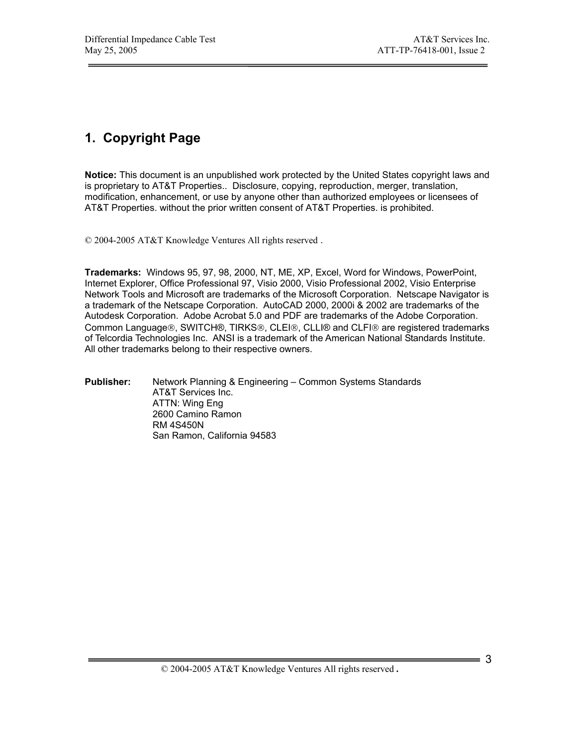# 1. Copyright Page

**Notice:** This document is an unpublished work protected by the United States copyright laws and is proprietary to AT&T Properties.. Disclosure, copying, reproduction, merger, translation, modification, enhancement, or use by anyone other than authorized employees or licensees of AT&T Properties. without the prior written consent of AT&T Properties. is prohibited.

© 2004-2005 AT&T Knowledge Ventures All rights reserved .

**Trademarks:** Windows 95, 97, 98, 2000, NT, ME, XP, Excel, Word for Windows, PowerPoint, Internet Explorer, Office Professional 97, Visio 2000, Visio Professional 2002, Visio Enterprise Network Tools and Microsoft are trademarks of the Microsoft Corporation. Netscape Navigator is a trademark of the Netscape Corporation. AutoCAD 2000, 2000i & 2002 are trademarks of the Autodesk Corporation. Adobe Acrobat 5.0 and PDF are trademarks of the Adobe Corporation. Common Language®, SWITCH®, TIRKS®, CLEI®, CLLI® and CLFI® are registered trademarks of Telcordia Technologies Inc. ANSI is a trademark of the American National Standards Institute. All other trademarks belong to their respective owners.

**Publisher:** Network Planning & Engineering – Common Systems Standards
AT&T Services Inc.
ATTN: Wing Eng
2600 Camino Ramon
RM 4S450N
San Ramon, California 94583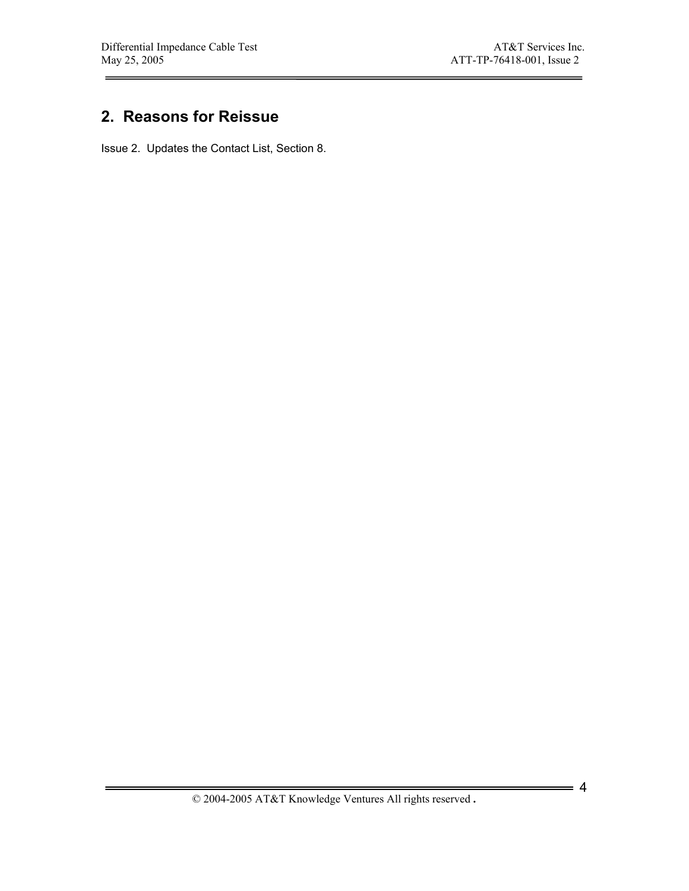## 2. Reasons for Reissue

Issue 2. Updates the Contact List, Section 8.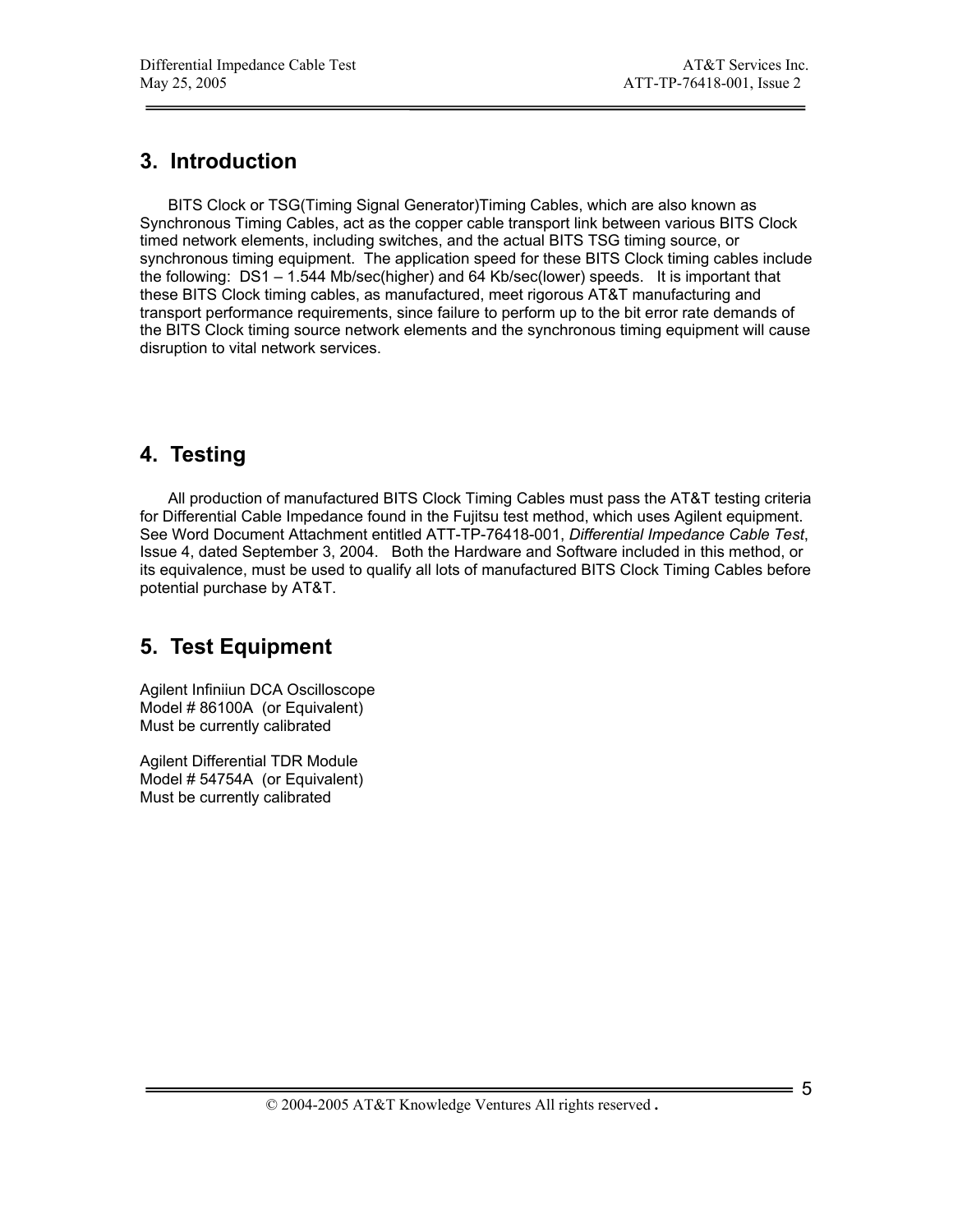## 3. Introduction

BITS Clock or TSG(Timing Signal Generator)Timing Cables, which are also known as Synchronous Timing Cables, act as the copper cable transport link between various BITS Clock timed network elements, including switches, and the actual BITS TSG timing source, or synchronous timing equipment. The application speed for these BITS Clock timing cables include the following: DS1 – 1.544 Mb/sec(higher) and 64 Kb/sec(lower) speeds. It is important that these BITS Clock timing cables, as manufactured, meet rigorous AT&T manufacturing and transport performance requirements, since failure to perform up to the bit error rate demands of the BITS Clock timing source network elements and the synchronous timing equipment will cause disruption to vital network services.

## 4. Testing

All production of manufactured BITS Clock Timing Cables must pass the AT&T testing criteria for Differential Cable Impedance found in the Fujitsu test method, which uses Agilent equipment. See Word Document Attachment entitled ATT-TP-76418-001, *Differential Impedance Cable Test*, Issue 4, dated September 3, 2004. Both the Hardware and Software included in this method, or its equivalence, must be used to qualify all lots of manufactured BITS Clock Timing Cables before potential purchase by AT&T.

## 5. Test Equipment

Agilent Infiniiun DCA Oscilloscope
Model # 86100A (or Equivalent)
Must be currently calibrated

Agilent Differential TDR Module
Model # 54754A (or Equivalent)
Must be currently calibrated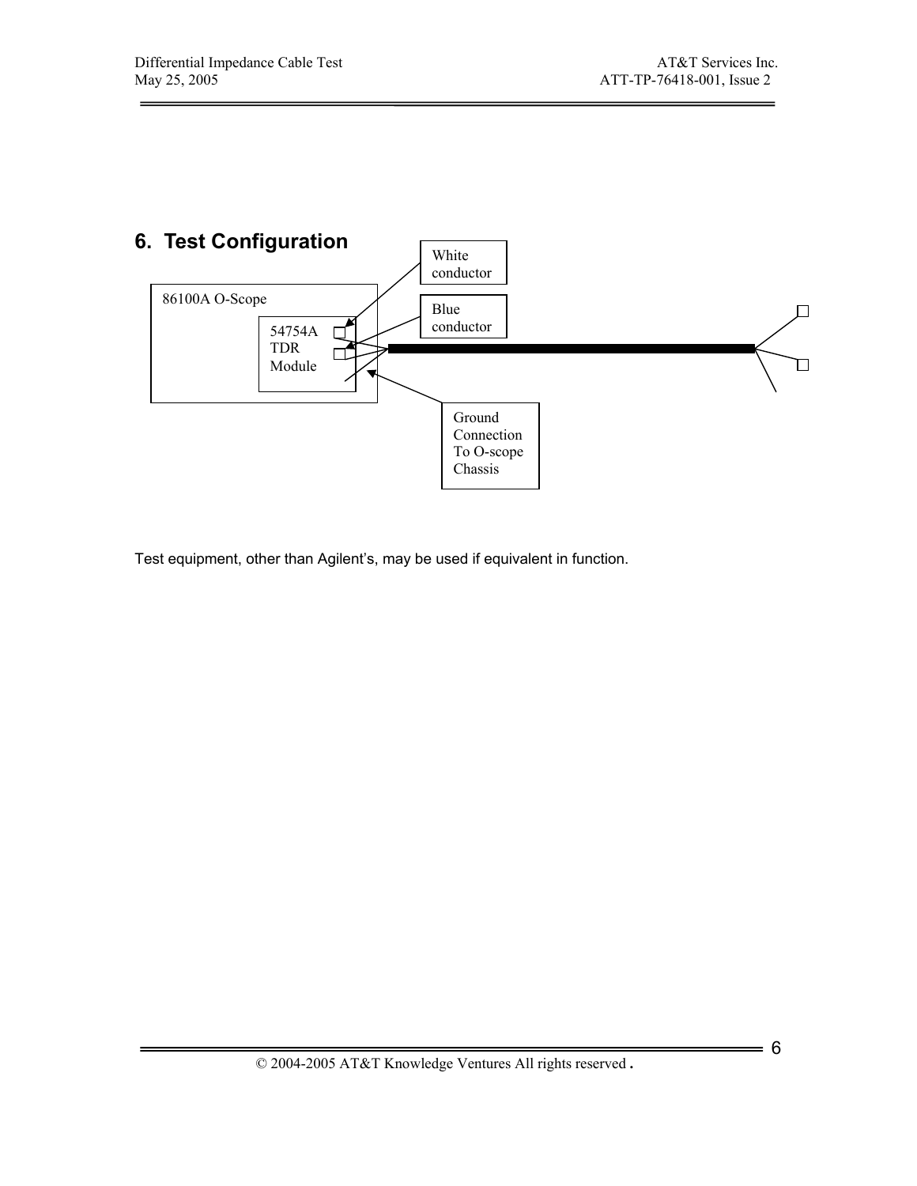## 6. Test Configuration

86100A O-Scope

54754A TDR Module

White conductor

Blue conductor

Ground Connection To O-scope Chassis

Test equipment, other than Agilent's, may be used if equivalent in function.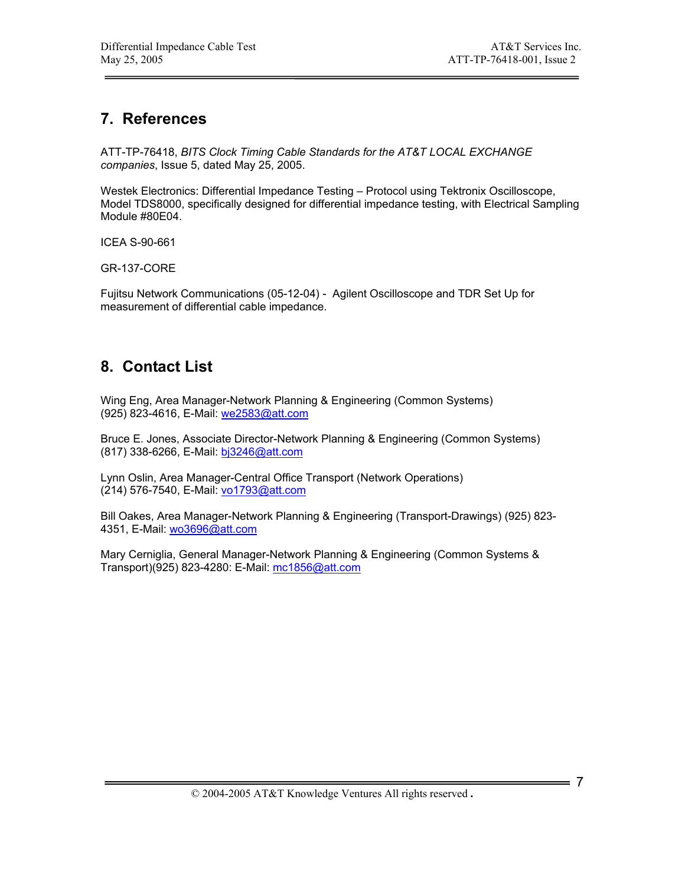## 7. References

ATT-TP-76418, *BITS Clock Timing Cable Standards for the AT&T LOCAL EXCHANGE companies*, Issue 5, dated May 25, 2005.

Westek Electronics: Differential Impedance Testing – Protocol using Tektronix Oscilloscope, Model TDS8000, specifically designed for differential impedance testing, with Electrical Sampling Module #80E04.

ICEA S-90-661

GR-137-CORE

Fujitsu Network Communications (05-12-04) - Agilent Oscilloscope and TDR Set Up for measurement of differential cable impedance.

## 8. Contact List

Wing Eng, Area Manager-Network Planning & Engineering (Common Systems)
(925) 823-4616, E-Mail: we2583@att.com

Bruce E. Jones, Associate Director-Network Planning & Engineering (Common Systems)
(817) 338-6266, E-Mail: bj3246@att.com

Lynn Oslin, Area Manager-Central Office Transport (Network Operations)
(214) 576-7540, E-Mail: vo1793@att.com

Bill Oakes, Area Manager-Network Planning & Engineering (Transport-Drawings) (925) 823-4351, E-Mail: wo3696@att.com

Mary Cerniglia, General Manager-Network Planning & Engineering (Common Systems & Transport)(925) 823-4280: E-Mail: mc1856@att.com

© 2004-2005 AT&T Knowledge Ventures All rights reserved.